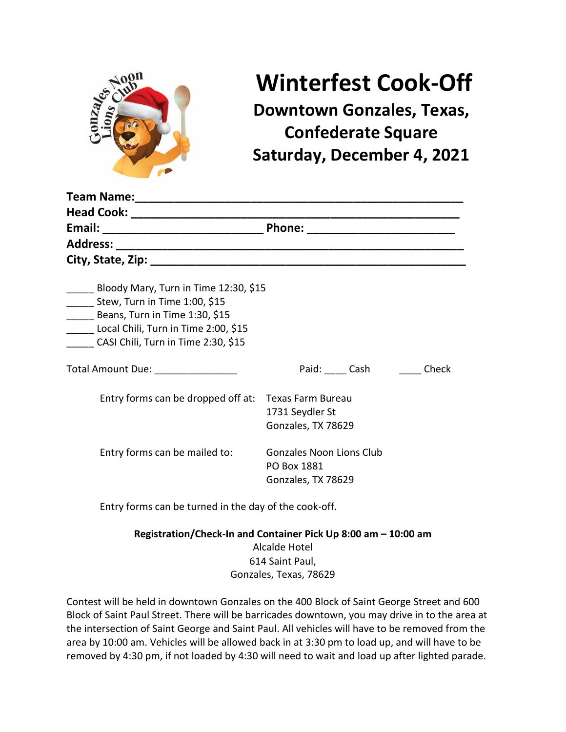# Winterfest Cook-Off

## Downtown Gonzales, Texas, Confederate Square

## Saturday, December 4, 2021

**Team Name:**\_\_\_\_\_\_\_\_\_\_\_\_\_\_\_\_\_\_\_\_\_\_\_\_\_\_\_\_\_\_\_\_\_\_\_\_\_\_\_\_\_\_\_\_\_\_\_\_\_\_

**Head Cook:** \_\_\_\_\_\_\_\_\_\_\_\_\_\_\_\_\_\_\_\_\_\_\_\_\_\_\_\_\_\_\_\_\_\_\_\_\_\_\_\_\_\_\_\_\_\_\_\_\_\_

**Email:** \_\_\_\_\_\_\_\_\_\_\_\_\_\_\_\_\_\_\_\_\_\_\_\_\_ **Phone:** \_\_\_\_\_\_\_\_\_\_\_\_\_\_\_\_\_\_\_\_\_\_\_

**Address:** \_\_\_\_\_\_\_\_\_\_\_\_\_\_\_\_\_\_\_\_\_\_\_\_\_\_\_\_\_\_\_\_\_\_\_\_\_\_\_\_\_\_\_\_\_\_\_\_\_\_\_\_\_

**City, State, Zip:** \_\_\_\_\_\_\_\_\_\_\_\_\_\_\_\_\_\_\_\_\_\_\_\_\_\_\_\_\_\_\_\_\_\_\_\_\_\_\_\_\_\_\_\_\_\_\_\_

\_\_\_\_\_ Bloody Mary, Turn in Time 12:30, $15  
\_\_\_\_\_ Stew, Turn in Time 1:00, $15  
\_\_\_\_\_ Beans, Turn in Time 1:30, $15  
\_\_\_\_\_ Local Chili, Turn in Time 2:00, $15  
\_\_\_\_\_ CASI Chili, Turn in Time 2:30, $15

Total Amount Due: \_\_\_\_\_\_\_\_\_\_\_\_\_\_\_ Paid: \_\_\_\_ Cash \_\_\_\_ Check

Entry forms can be dropped off at:  
Texas Farm Bureau  
1731 Seydler St  
Gonzales, TX 78629

Entry forms can be mailed to:  
Gonzales Noon Lions Club  
PO Box 1881  
Gonzales, TX 78629

Entry forms can be turned in the day of the cook-off.

**Registration/Check-In and Container Pick Up 8:00 am – 10:00 am**  
Alcalde Hotel  
614 Saint Paul,  
Gonzales, Texas, 78629

Contest will be held in downtown Gonzales on the 400 Block of Saint George Street and 600 Block of Saint Paul Street. There will be barricades downtown, you may drive in to the area at the intersection of Saint George and Saint Paul. All vehicles will have to be removed from the area by 10:00 am. Vehicles will be allowed back in at 3:30 pm to load up, and will have to be removed by 4:30 pm, if not loaded by 4:30 will need to wait and load up after lighted parade.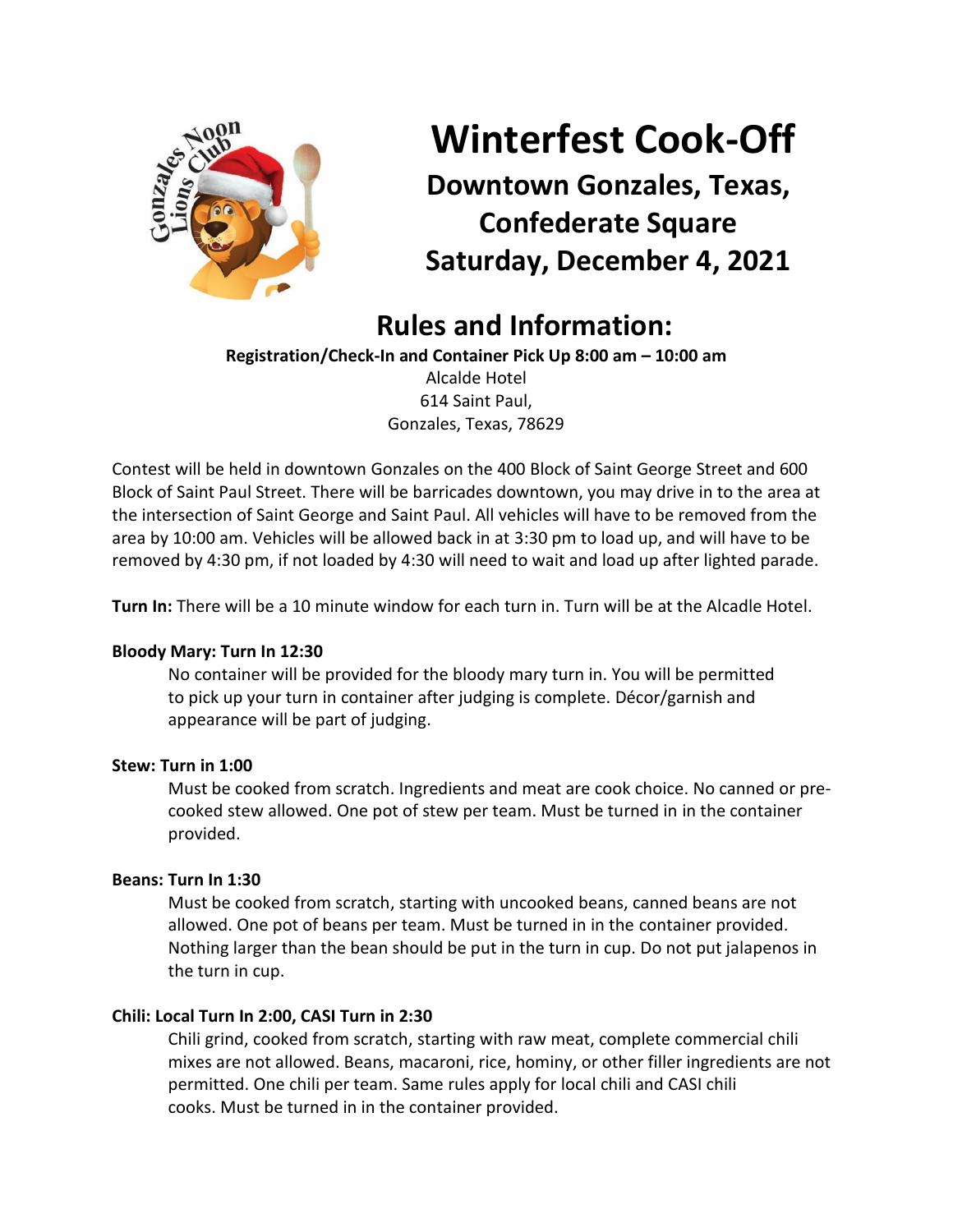# Winterfest Cook-Off

## Downtown Gonzales, Texas, Confederate Square

## Saturday, December 4, 2021

## Rules and Information:

**Registration/Check-In and Container Pick Up 8:00 am – 10:00 am**

Alcalde Hotel
614 Saint Paul,
Gonzales, Texas, 78629

Contest will be held in downtown Gonzales on the 400 Block of Saint George Street and 600 Block of Saint Paul Street. There will be barricades downtown, you may drive in to the area at the intersection of Saint George and Saint Paul. All vehicles will have to be removed from the area by 10:00 am. Vehicles will be allowed back in at 3:30 pm to load up, and will have to be removed by 4:30 pm, if not loaded by 4:30 will need to wait and load up after lighted parade.

**Turn In:** There will be a 10 minute window for each turn in. Turn will be at the Alcadle Hotel.

**Bloody Mary: Turn In 12:30**

No container will be provided for the bloody mary turn in. You will be permitted to pick up your turn in container after judging is complete. Décor/garnish and appearance will be part of judging.

**Stew: Turn in 1:00**

Must be cooked from scratch. Ingredients and meat are cook choice. No canned or pre-cooked stew allowed. One pot of stew per team. Must be turned in in the container provided.

**Beans: Turn In 1:30**

Must be cooked from scratch, starting with uncooked beans, canned beans are not allowed. One pot of beans per team. Must be turned in in the container provided. Nothing larger than the bean should be put in the turn in cup. Do not put jalapenos in the turn in cup.

**Chili: Local Turn In 2:00, CASI Turn in 2:30**

Chili grind, cooked from scratch, starting with raw meat, complete commercial chili mixes are not allowed. Beans, macaroni, rice, hominy, or other filler ingredients are not permitted. One chili per team. Same rules apply for local chili and CASI chili cooks. Must be turned in in the container provided.